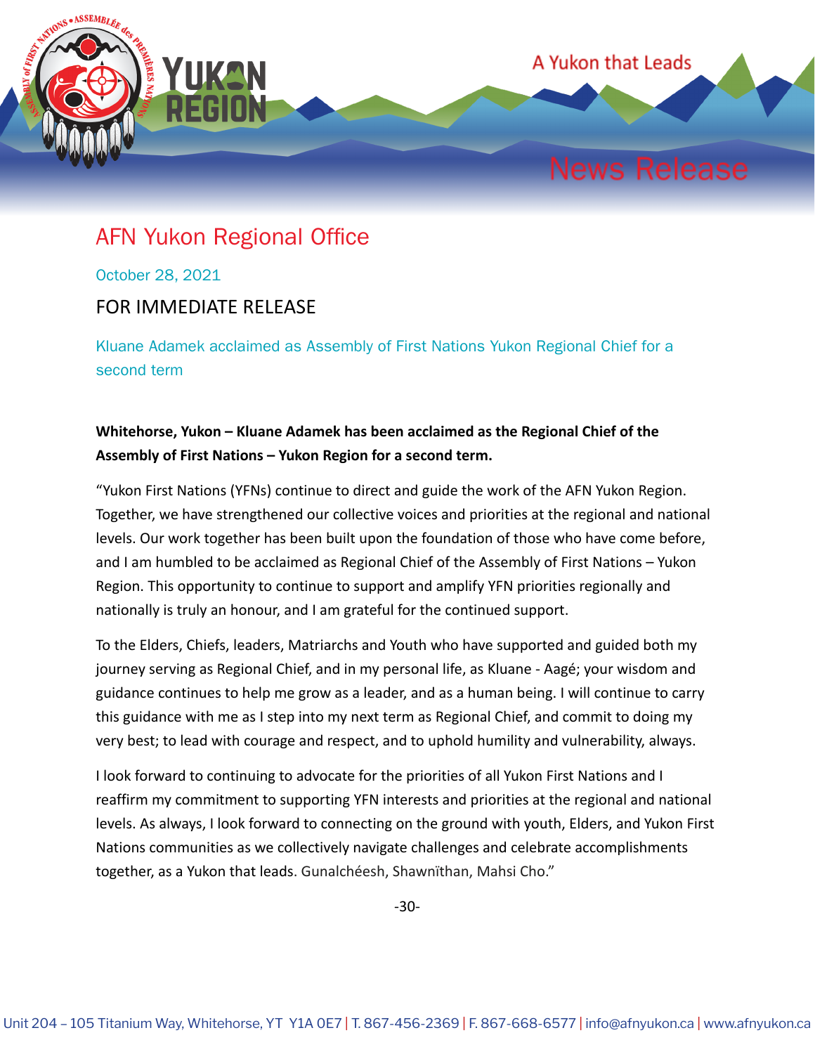A Yukon that Leads

News Release

# AFN Yukon Regional Office

October 28, 2021

FOR IMMEDIATE RELEASE

## Kluane Adamek acclaimed as Assembly of First Nations Yukon Regional Chief for a second term

**Whitehorse, Yukon – Kluane Adamek has been acclaimed as the Regional Chief of the Assembly of First Nations – Yukon Region for a second term.**

"Yukon First Nations (YFNs) continue to direct and guide the work of the AFN Yukon Region. Together, we have strengthened our collective voices and priorities at the regional and national levels. Our work together has been built upon the foundation of those who have come before, and I am humbled to be acclaimed as Regional Chief of the Assembly of First Nations – Yukon Region. This opportunity to continue to support and amplify YFN priorities regionally and nationally is truly an honour, and I am grateful for the continued support.

To the Elders, Chiefs, leaders, Matriarchs and Youth who have supported and guided both my journey serving as Regional Chief, and in my personal life, as Kluane - Aagé; your wisdom and guidance continues to help me grow as a leader, and as a human being. I will continue to carry this guidance with me as I step into my next term as Regional Chief, and commit to doing my very best; to lead with courage and respect, and to uphold humility and vulnerability, always.

I look forward to continuing to advocate for the priorities of all Yukon First Nations and I reaffirm my commitment to supporting YFN interests and priorities at the regional and national levels. As always, I look forward to connecting on the ground with youth, Elders, and Yukon First Nations communities as we collectively navigate challenges and celebrate accomplishments together, as a Yukon that leads. Gunalchéesh, Shawnïthan, Mahsi Cho."

-30-

Unit 204 – 105 Titanium Way, Whitehorse, YT Y1A 0E7 | T. 867-456-2369 | F. 867-668-6577 | info@afnyukon.ca | www.afnyukon.ca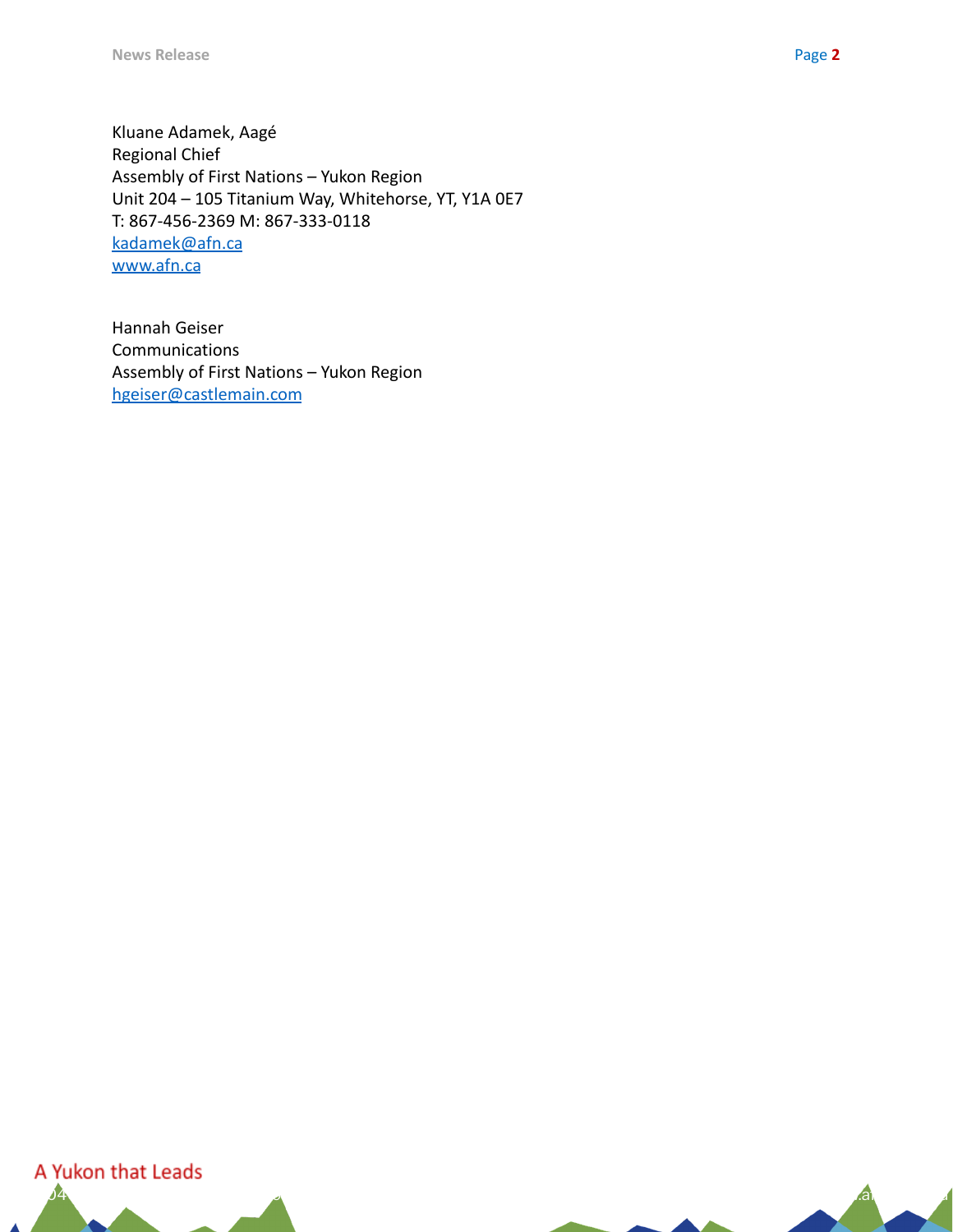Kluane Adamek, Aagé
Regional Chief
Assembly of First Nations – Yukon Region
Unit 204 – 105 Titanium Way, Whitehorse, YT, Y1A 0E7
T: 867-456-2369 M: 867-333-0118
[kadamek@afn.ca](mailto:kadamek@afn.ca)
[www.afn.ca](http://www.afn.ca)

Hannah Geiser
Communications
Assembly of First Nations – Yukon Region
[hgeiser@castlemain.com](mailto:hgeiser@castlemain.com)

A Yukon that Leads